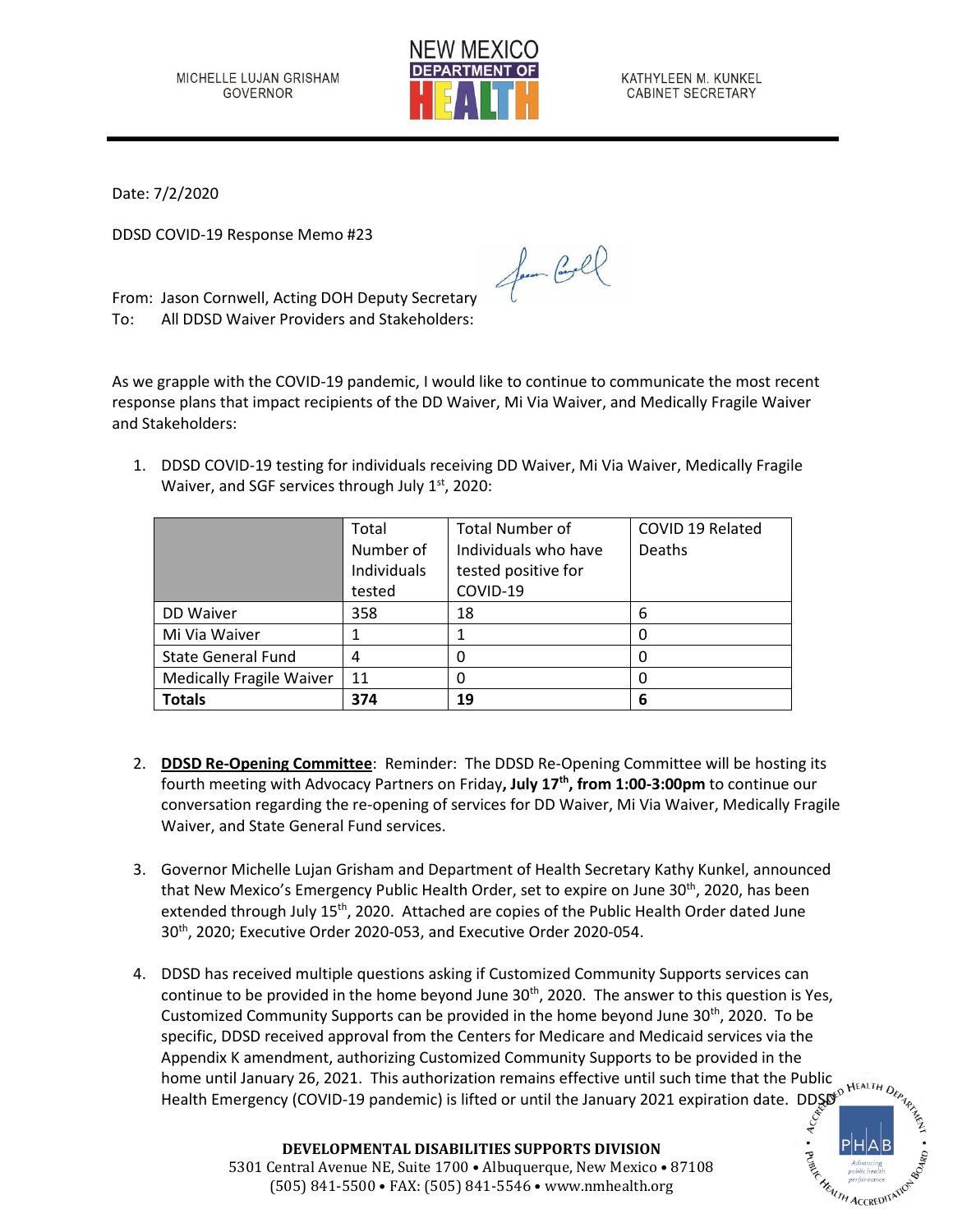MICHELLE LUJAN GRISHAM
GOVERNOR

NEW MEXICO DEPARTMENT OF HEALTH

KATHYLEEN M. KUNKEL
CABINET SECRETARY

Date: 7/2/2020

DDSD COVID-19 Response Memo #23

From: Jason Cornwell, Acting DOH Deputy Secretary
To: All DDSD Waiver Providers and Stakeholders:

As we grapple with the COVID-19 pandemic, I would like to continue to communicate the most recent response plans that impact recipients of the DD Waiver, Mi Via Waiver, and Medically Fragile Waiver and Stakeholders:

1. DDSD COVID-19 testing for individuals receiving DD Waiver, Mi Via Waiver, Medically Fragile Waiver, and SGF services through July 1st, 2020:

| | Total Number of Individuals tested | Total Number of Individuals who have tested positive for COVID-19 | COVID 19 Related Deaths |
|---|---|---|---|
| DD Waiver | 358 | 18 | 6 |
| Mi Via Waiver | 1 | 1 | 0 |
| State General Fund | 4 | 0 | 0 |
| Medically Fragile Waiver | 11 | 0 | 0 |
| **Totals** | **374** | **19** | **6** |

2. **DDSD Re-Opening Committee**: Reminder: The DDSD Re-Opening Committee will be hosting its fourth meeting with Advocacy Partners on Friday**, July 17th, from 1:00-3:00pm** to continue our conversation regarding the re-opening of services for DD Waiver, Mi Via Waiver, Medically Fragile Waiver, and State General Fund services.

3. Governor Michelle Lujan Grisham and Department of Health Secretary Kathy Kunkel, announced that New Mexico's Emergency Public Health Order, set to expire on June 30th, 2020, has been extended through July 15th, 2020. Attached are copies of the Public Health Order dated June 30th, 2020; Executive Order 2020-053, and Executive Order 2020-054.

4. DDSD has received multiple questions asking if Customized Community Supports services can continue to be provided in the home beyond June 30th, 2020. The answer to this question is Yes, Customized Community Supports can be provided in the home beyond June 30th, 2020. To be specific, DDSD received approval from the Centers for Medicare and Medicaid services via the Appendix K amendment, authorizing Customized Community Supports to be provided in the home until January 26, 2021. This authorization remains effective until such time that the Public Health Emergency (COVID-19 pandemic) is lifted or until the January 2021 expiration date. DDSD

**DEVELOPMENTAL DISABILITIES SUPPORTS DIVISION**
5301 Central Avenue NE, Suite 1700 • Albuquerque, New Mexico • 87108
(505) 841-5500 • FAX: (505) 841-5546 • www.nmhealth.org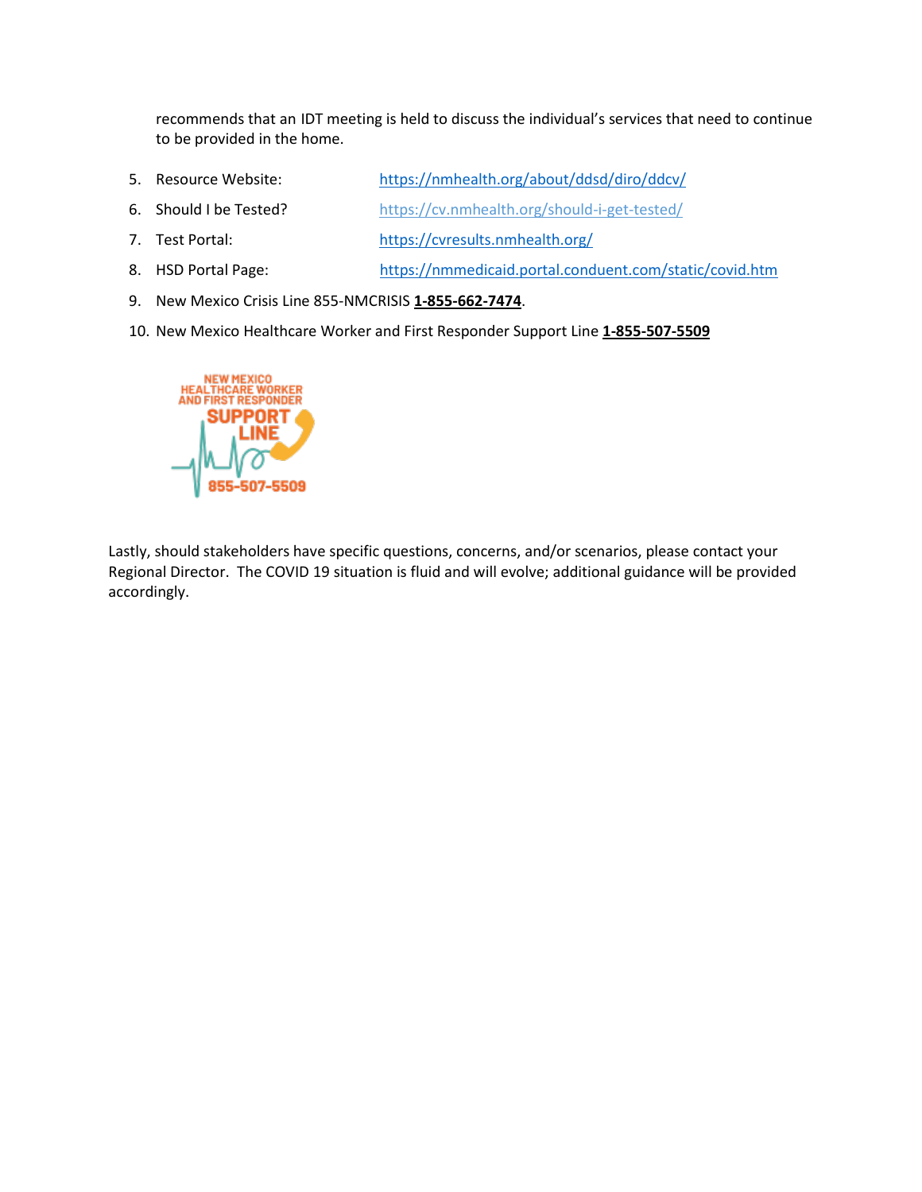recommends that an IDT meeting is held to discuss the individual's services that need to continue to be provided in the home.

5. Resource Website: https://nmhealth.org/about/ddsd/diro/ddcv/
6. Should I be Tested? https://cv.nmhealth.org/should-i-get-tested/
7. Test Portal: https://cvresults.nmhealth.org/
8. HSD Portal Page: https://nmmedicaid.portal.conduent.com/static/covid.htm
9. New Mexico Crisis Line 855-NMCRISIS **1-855-662-7474**.
10. New Mexico Healthcare Worker and First Responder Support Line **1-855-507-5509**

NEW MEXICO
HEALTHCARE WORKER
AND FIRST RESPONDER
SUPPORT
LINE
855-507-5509

Lastly, should stakeholders have specific questions, concerns, and/or scenarios, please contact your Regional Director. The COVID 19 situation is fluid and will evolve; additional guidance will be provided accordingly.